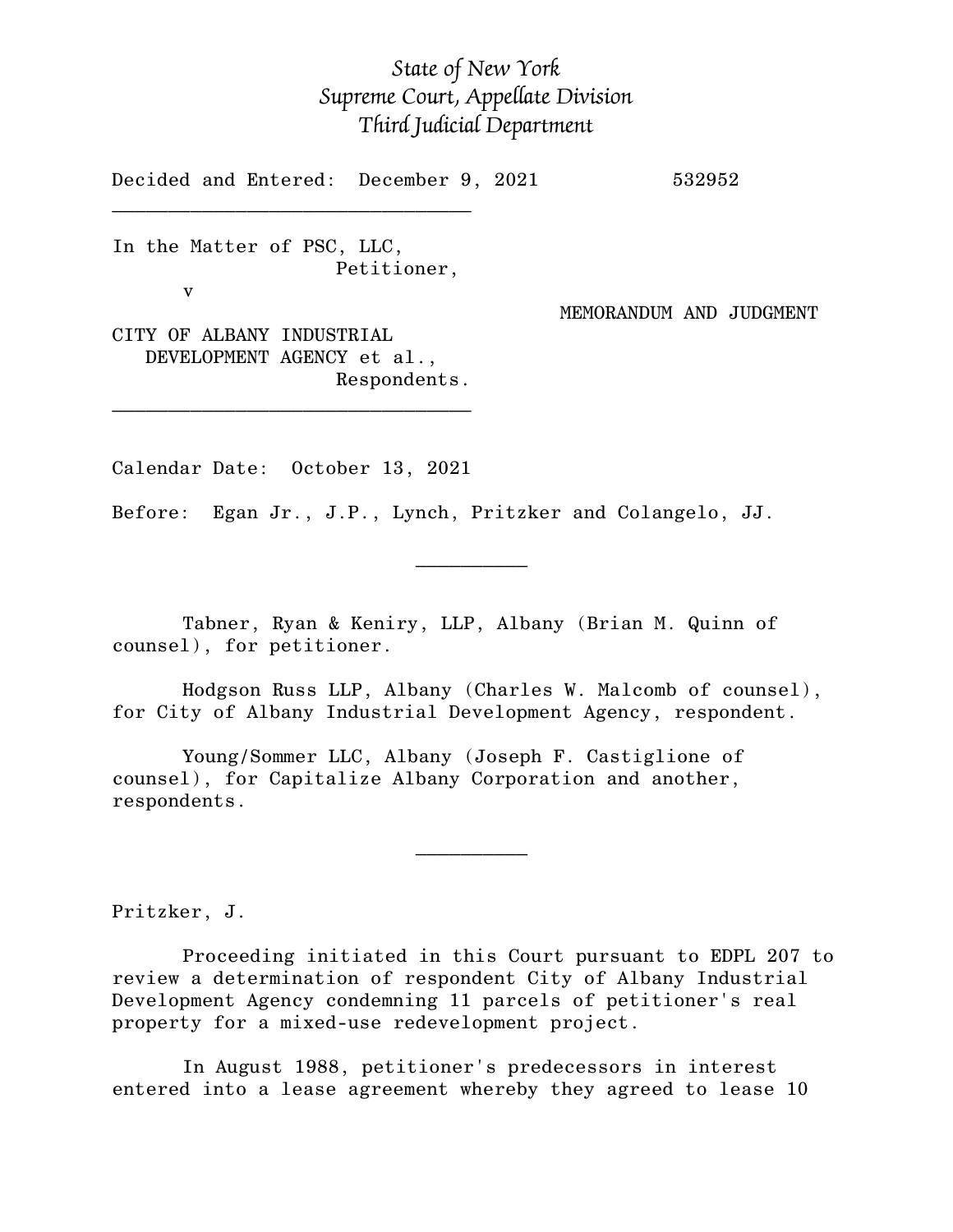*State of New York*
*Supreme Court, Appellate Division*
*Third Judicial Department*

Decided and Entered: December 9, 2021 532952

---

In the Matter of PSC, LLC,
Petitioner,

v

MEMORANDUM AND JUDGMENT

CITY OF ALBANY INDUSTRIAL DEVELOPMENT AGENCY et al.,
Respondents.

---

Calendar Date: October 13, 2021

Before: Egan Jr., J.P., Lynch, Pritzker and Colangelo, JJ.

---

Tabner, Ryan & Keniry, LLP, Albany (Brian M. Quinn of counsel), for petitioner.

Hodgson Russ LLP, Albany (Charles W. Malcomb of counsel), for City of Albany Industrial Development Agency, respondent.

Young/Sommer LLC, Albany (Joseph F. Castiglione of counsel), for Capitalize Albany Corporation and another, respondents.

---

Pritzker, J.

Proceeding initiated in this Court pursuant to EDPL 207 to review a determination of respondent City of Albany Industrial Development Agency condemning 11 parcels of petitioner's real property for a mixed-use redevelopment project.

In August 1988, petitioner's predecessors in interest entered into a lease agreement whereby they agreed to lease 10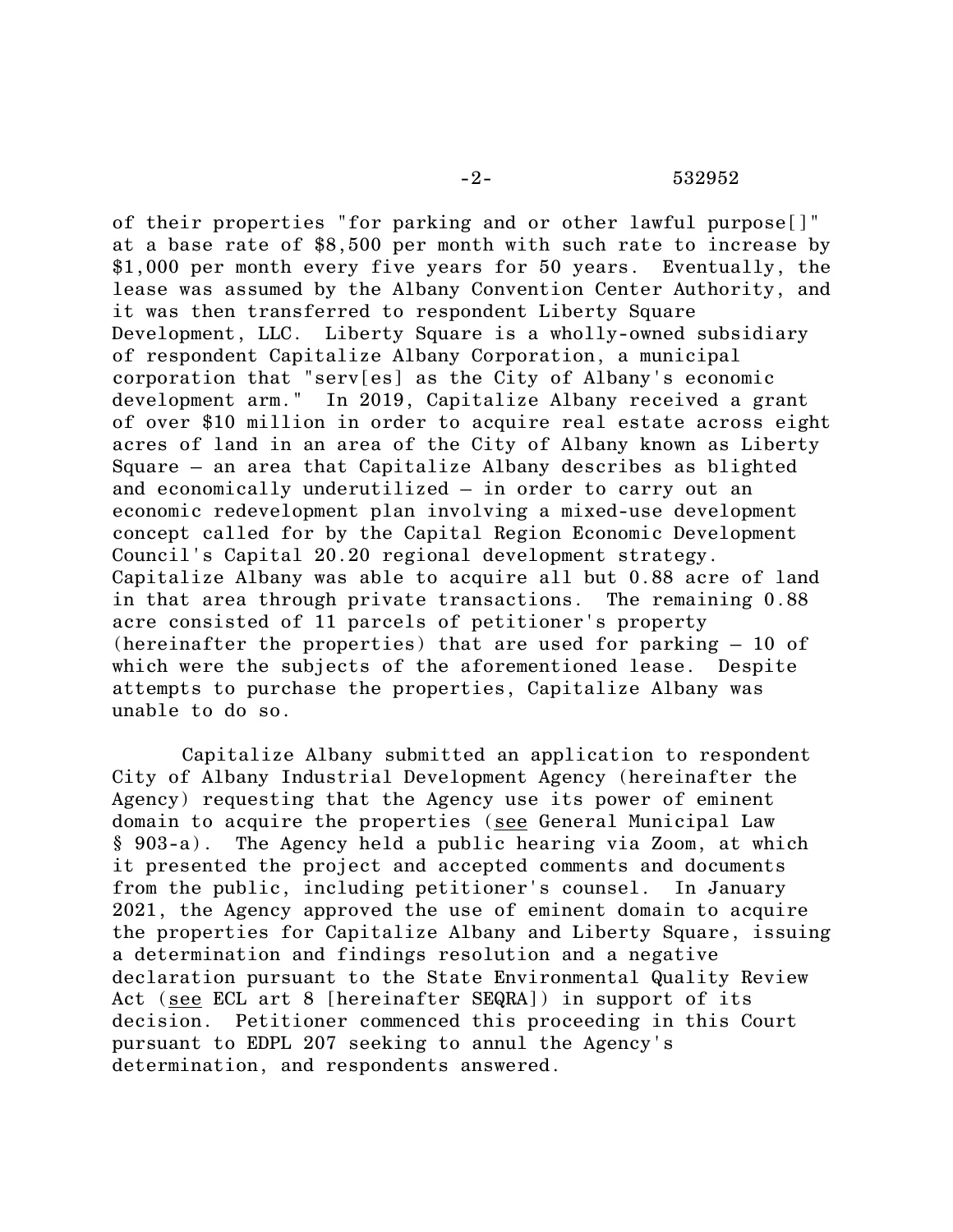of their properties "for parking and or other lawful purpose[]" at a base rate of $8,500 per month with such rate to increase by $1,000 per month every five years for 50 years. Eventually, the lease was assumed by the Albany Convention Center Authority, and it was then transferred to respondent Liberty Square Development, LLC. Liberty Square is a wholly-owned subsidiary of respondent Capitalize Albany Corporation, a municipal corporation that "serv[es] as the City of Albany's economic development arm." In 2019, Capitalize Albany received a grant of over $10 million in order to acquire real estate across eight acres of land in an area of the City of Albany known as Liberty Square – an area that Capitalize Albany describes as blighted and economically underutilized – in order to carry out an economic redevelopment plan involving a mixed-use development concept called for by the Capital Region Economic Development Council's Capital 20.20 regional development strategy. Capitalize Albany was able to acquire all but 0.88 acre of land in that area through private transactions. The remaining 0.88 acre consisted of 11 parcels of petitioner's property (hereinafter the properties) that are used for parking – 10 of which were the subjects of the aforementioned lease. Despite attempts to purchase the properties, Capitalize Albany was unable to do so.

Capitalize Albany submitted an application to respondent City of Albany Industrial Development Agency (hereinafter the Agency) requesting that the Agency use its power of eminent domain to acquire the properties (see General Municipal Law § 903-a). The Agency held a public hearing via Zoom, at which it presented the project and accepted comments and documents from the public, including petitioner's counsel. In January 2021, the Agency approved the use of eminent domain to acquire the properties for Capitalize Albany and Liberty Square, issuing a determination and findings resolution and a negative declaration pursuant to the State Environmental Quality Review Act (see ECL art 8 [hereinafter SEQRA]) in support of its decision. Petitioner commenced this proceeding in this Court pursuant to EDPL 207 seeking to annul the Agency's determination, and respondents answered.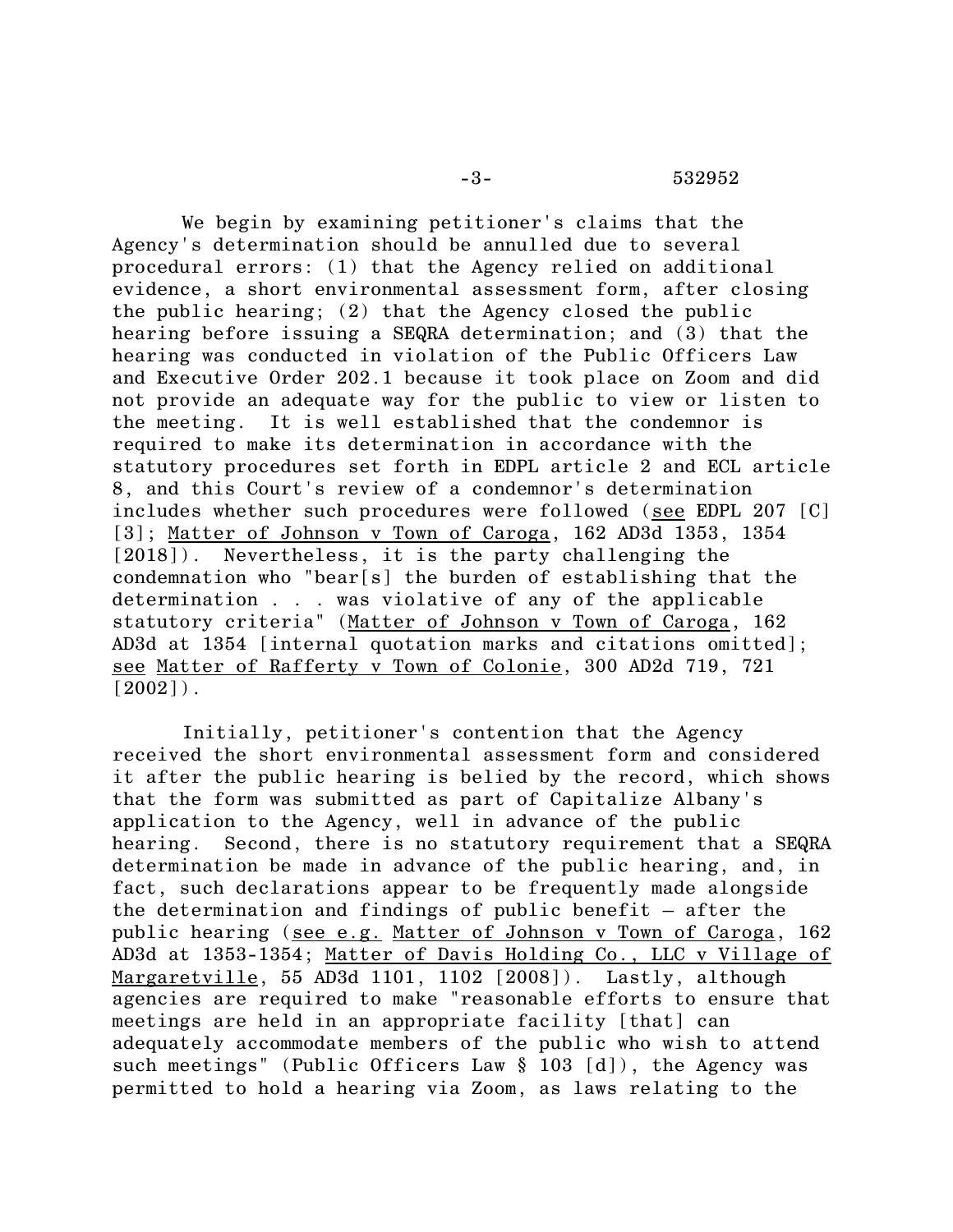We begin by examining petitioner's claims that the Agency's determination should be annulled due to several procedural errors: (1) that the Agency relied on additional evidence, a short environmental assessment form, after closing the public hearing; (2) that the Agency closed the public hearing before issuing a SEQRA determination; and (3) that the hearing was conducted in violation of the Public Officers Law and Executive Order 202.1 because it took place on Zoom and did not provide an adequate way for the public to view or listen to the meeting. It is well established that the condemnor is required to make its determination in accordance with the statutory procedures set forth in EDPL article 2 and ECL article 8, and this Court's review of a condemnor's determination includes whether such procedures were followed (see EDPL 207 [C] [3]; Matter of Johnson v Town of Caroga, 162 AD3d 1353, 1354 [2018]). Nevertheless, it is the party challenging the condemnation who "bear[s] the burden of establishing that the determination . . . was violative of any of the applicable statutory criteria" (Matter of Johnson v Town of Caroga, 162 AD3d at 1354 [internal quotation marks and citations omitted]; see Matter of Rafferty v Town of Colonie, 300 AD2d 719, 721 [2002]).

Initially, petitioner's contention that the Agency received the short environmental assessment form and considered it after the public hearing is belied by the record, which shows that the form was submitted as part of Capitalize Albany's application to the Agency, well in advance of the public hearing. Second, there is no statutory requirement that a SEQRA determination be made in advance of the public hearing, and, in fact, such declarations appear to be frequently made alongside the determination and findings of public benefit – after the public hearing (see e.g. Matter of Johnson v Town of Caroga, 162 AD3d at 1353-1354; Matter of Davis Holding Co., LLC v Village of Margaretville, 55 AD3d 1101, 1102 [2008]). Lastly, although agencies are required to make "reasonable efforts to ensure that meetings are held in an appropriate facility [that] can adequately accommodate members of the public who wish to attend such meetings" (Public Officers Law § 103 [d]), the Agency was permitted to hold a hearing via Zoom, as laws relating to the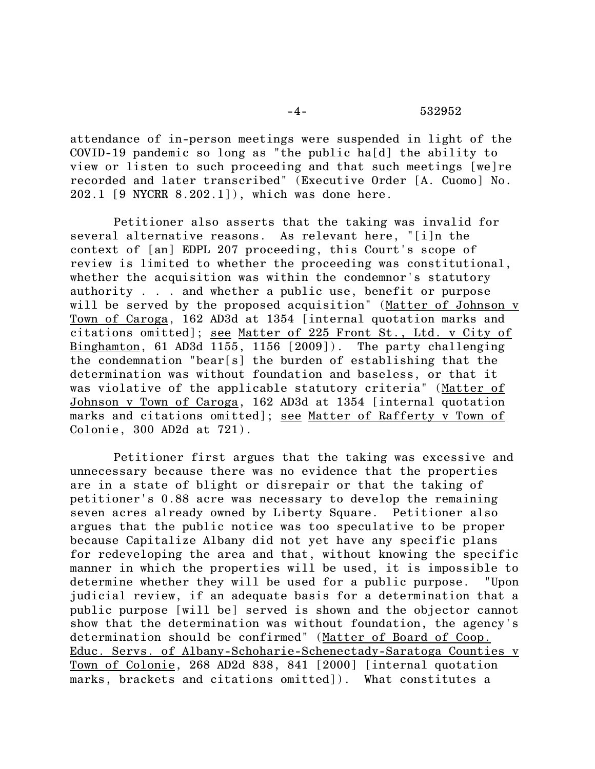attendance of in-person meetings were suspended in light of the COVID-19 pandemic so long as "the public ha[d] the ability to view or listen to such proceeding and that such meetings [we]re recorded and later transcribed" (Executive Order [A. Cuomo] No. 202.1 [9 NYCRR 8.202.1]), which was done here.

Petitioner also asserts that the taking was invalid for several alternative reasons. As relevant here, "[i]n the context of [an] EDPL 207 proceeding, this Court's scope of review is limited to whether the proceeding was constitutional, whether the acquisition was within the condemnor's statutory authority . . . and whether a public use, benefit or purpose will be served by the proposed acquisition" (Matter of Johnson v Town of Caroga, 162 AD3d at 1354 [internal quotation marks and citations omitted]; see Matter of 225 Front St., Ltd. v City of Binghamton, 61 AD3d 1155, 1156 [2009]). The party challenging the condemnation "bear[s] the burden of establishing that the determination was without foundation and baseless, or that it was violative of the applicable statutory criteria" (Matter of Johnson v Town of Caroga, 162 AD3d at 1354 [internal quotation marks and citations omitted]; see Matter of Rafferty v Town of Colonie, 300 AD2d at 721).

Petitioner first argues that the taking was excessive and unnecessary because there was no evidence that the properties are in a state of blight or disrepair or that the taking of petitioner's 0.88 acre was necessary to develop the remaining seven acres already owned by Liberty Square. Petitioner also argues that the public notice was too speculative to be proper because Capitalize Albany did not yet have any specific plans for redeveloping the area and that, without knowing the specific manner in which the properties will be used, it is impossible to determine whether they will be used for a public purpose. "Upon judicial review, if an adequate basis for a determination that a public purpose [will be] served is shown and the objector cannot show that the determination was without foundation, the agency's determination should be confirmed" (Matter of Board of Coop. Educ. Servs. of Albany-Schoharie-Schenectady-Saratoga Counties v Town of Colonie, 268 AD2d 838, 841 [2000] [internal quotation marks, brackets and citations omitted]). What constitutes a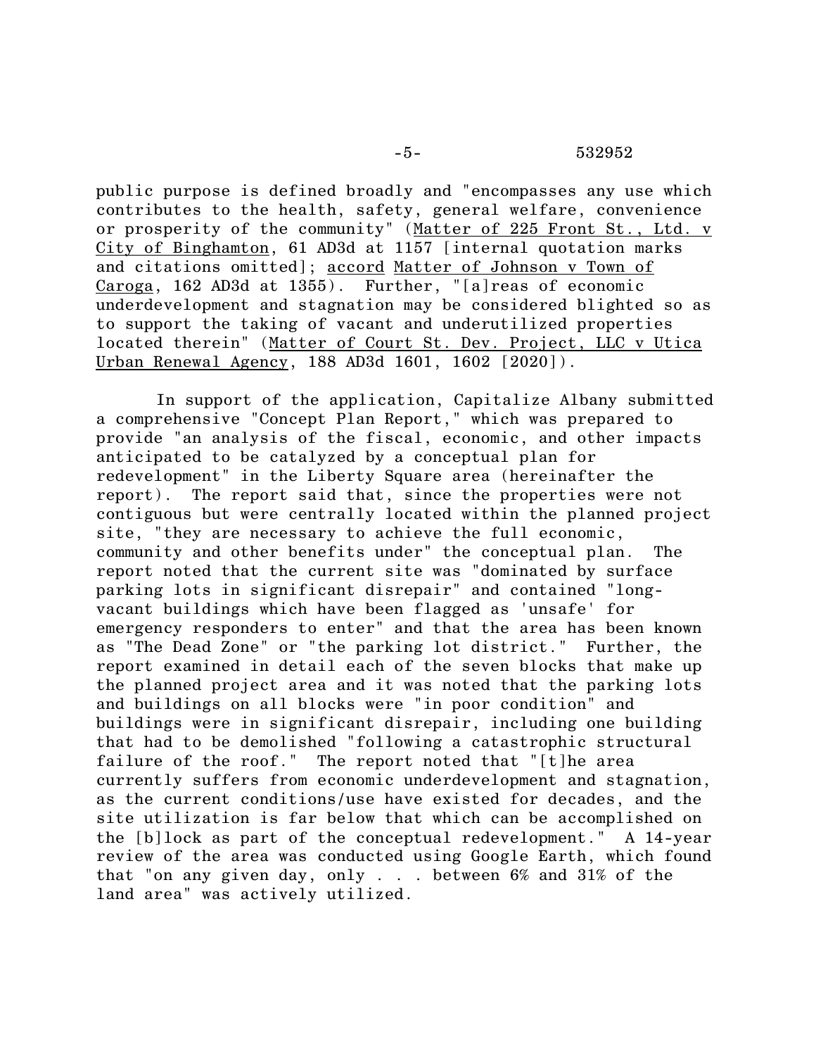public purpose is defined broadly and "encompasses any use which contributes to the health, safety, general welfare, convenience or prosperity of the community" (Matter of 225 Front St., Ltd. v City of Binghamton, 61 AD3d at 1157 [internal quotation marks and citations omitted]; accord Matter of Johnson v Town of Caroga, 162 AD3d at 1355). Further, "[a]reas of economic underdevelopment and stagnation may be considered blighted so as to support the taking of vacant and underutilized properties located therein" (Matter of Court St. Dev. Project, LLC v Utica Urban Renewal Agency, 188 AD3d 1601, 1602 [2020]).

In support of the application, Capitalize Albany submitted a comprehensive "Concept Plan Report," which was prepared to provide "an analysis of the fiscal, economic, and other impacts anticipated to be catalyzed by a conceptual plan for redevelopment" in the Liberty Square area (hereinafter the report). The report said that, since the properties were not contiguous but were centrally located within the planned project site, "they are necessary to achieve the full economic, community and other benefits under" the conceptual plan. The report noted that the current site was "dominated by surface parking lots in significant disrepair" and contained "long-vacant buildings which have been flagged as 'unsafe' for emergency responders to enter" and that the area has been known as "The Dead Zone" or "the parking lot district." Further, the report examined in detail each of the seven blocks that make up the planned project area and it was noted that the parking lots and buildings on all blocks were "in poor condition" and buildings were in significant disrepair, including one building that had to be demolished "following a catastrophic structural failure of the roof." The report noted that "[t]he area currently suffers from economic underdevelopment and stagnation, as the current conditions/use have existed for decades, and the site utilization is far below that which can be accomplished on the [b]lock as part of the conceptual redevelopment." A 14-year review of the area was conducted using Google Earth, which found that "on any given day, only . . . between 6% and 31% of the land area" was actively utilized.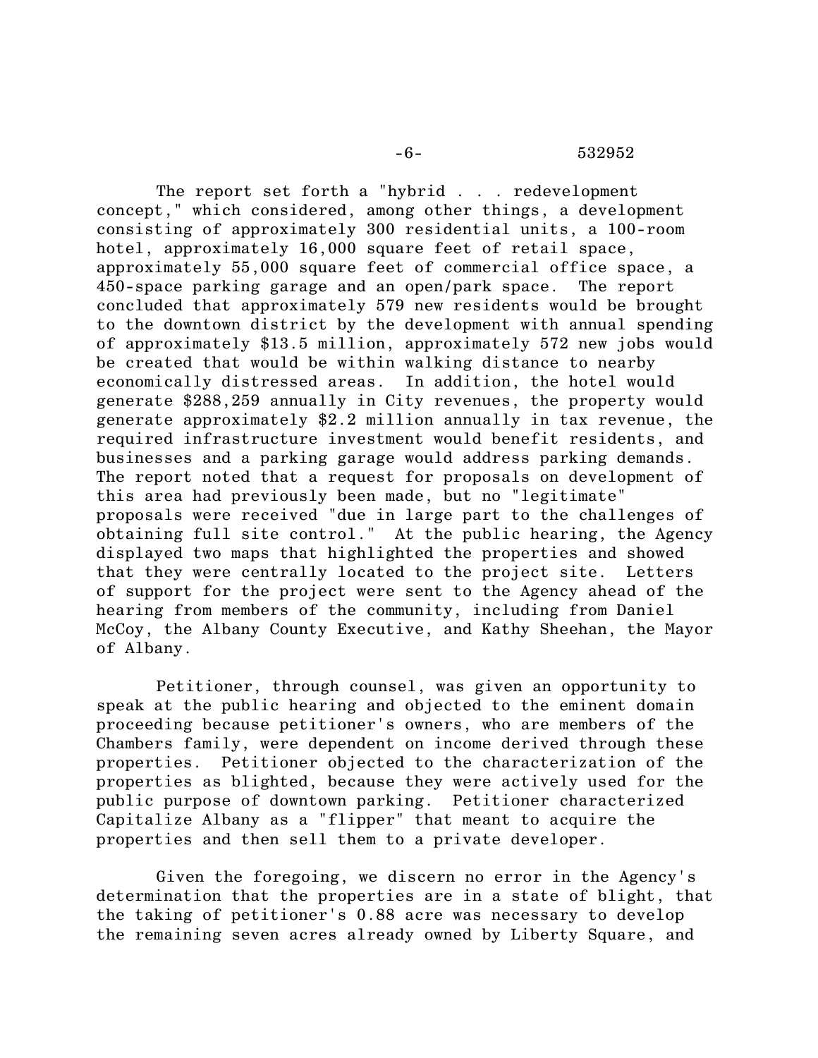The report set forth a "hybrid . . . redevelopment concept," which considered, among other things, a development consisting of approximately 300 residential units, a 100-room hotel, approximately 16,000 square feet of retail space, approximately 55,000 square feet of commercial office space, a 450-space parking garage and an open/park space. The report concluded that approximately 579 new residents would be brought to the downtown district by the development with annual spending of approximately $13.5 million, approximately 572 new jobs would be created that would be within walking distance to nearby economically distressed areas. In addition, the hotel would generate $288,259 annually in City revenues, the property would generate approximately $2.2 million annually in tax revenue, the required infrastructure investment would benefit residents, and businesses and a parking garage would address parking demands. The report noted that a request for proposals on development of this area had previously been made, but no "legitimate" proposals were received "due in large part to the challenges of obtaining full site control." At the public hearing, the Agency displayed two maps that highlighted the properties and showed that they were centrally located to the project site. Letters of support for the project were sent to the Agency ahead of the hearing from members of the community, including from Daniel McCoy, the Albany County Executive, and Kathy Sheehan, the Mayor of Albany.

Petitioner, through counsel, was given an opportunity to speak at the public hearing and objected to the eminent domain proceeding because petitioner's owners, who are members of the Chambers family, were dependent on income derived through these properties. Petitioner objected to the characterization of the properties as blighted, because they were actively used for the public purpose of downtown parking. Petitioner characterized Capitalize Albany as a "flipper" that meant to acquire the properties and then sell them to a private developer.

Given the foregoing, we discern no error in the Agency's determination that the properties are in a state of blight, that the taking of petitioner's 0.88 acre was necessary to develop the remaining seven acres already owned by Liberty Square, and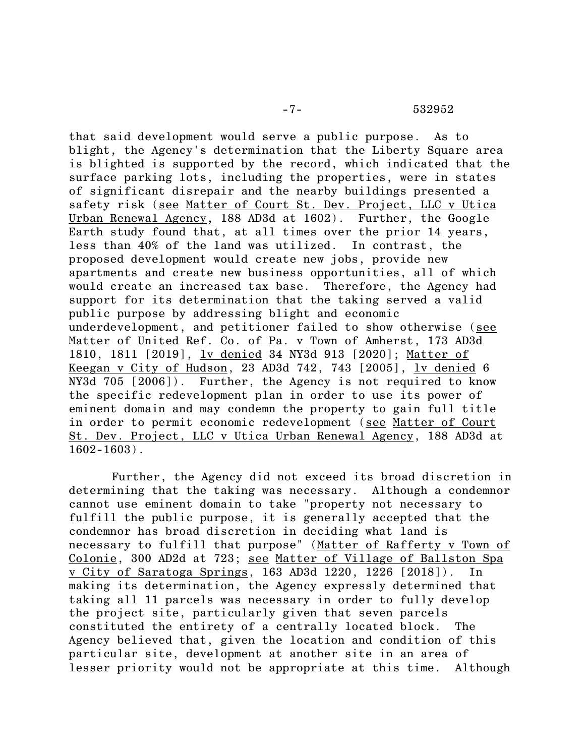that said development would serve a public purpose. As to blight, the Agency's determination that the Liberty Square area is blighted is supported by the record, which indicated that the surface parking lots, including the properties, were in states of significant disrepair and the nearby buildings presented a safety risk (see Matter of Court St. Dev. Project, LLC v Utica Urban Renewal Agency, 188 AD3d at 1602). Further, the Google Earth study found that, at all times over the prior 14 years, less than 40% of the land was utilized. In contrast, the proposed development would create new jobs, provide new apartments and create new business opportunities, all of which would create an increased tax base. Therefore, the Agency had support for its determination that the taking served a valid public purpose by addressing blight and economic underdevelopment, and petitioner failed to show otherwise (see Matter of United Ref. Co. of Pa. v Town of Amherst, 173 AD3d 1810, 1811 [2019], lv denied 34 NY3d 913 [2020]; Matter of Keegan v City of Hudson, 23 AD3d 742, 743 [2005], lv denied 6 NY3d 705 [2006]). Further, the Agency is not required to know the specific redevelopment plan in order to use its power of eminent domain and may condemn the property to gain full title in order to permit economic redevelopment (see Matter of Court St. Dev. Project, LLC v Utica Urban Renewal Agency, 188 AD3d at 1602-1603).

Further, the Agency did not exceed its broad discretion in determining that the taking was necessary. Although a condemnor cannot use eminent domain to take "property not necessary to fulfill the public purpose, it is generally accepted that the condemnor has broad discretion in deciding what land is necessary to fulfill that purpose" (Matter of Rafferty v Town of Colonie, 300 AD2d at 723; see Matter of Village of Ballston Spa v City of Saratoga Springs, 163 AD3d 1220, 1226 [2018]). In making its determination, the Agency expressly determined that taking all 11 parcels was necessary in order to fully develop the project site, particularly given that seven parcels constituted the entirety of a centrally located block. The Agency believed that, given the location and condition of this particular site, development at another site in an area of lesser priority would not be appropriate at this time. Although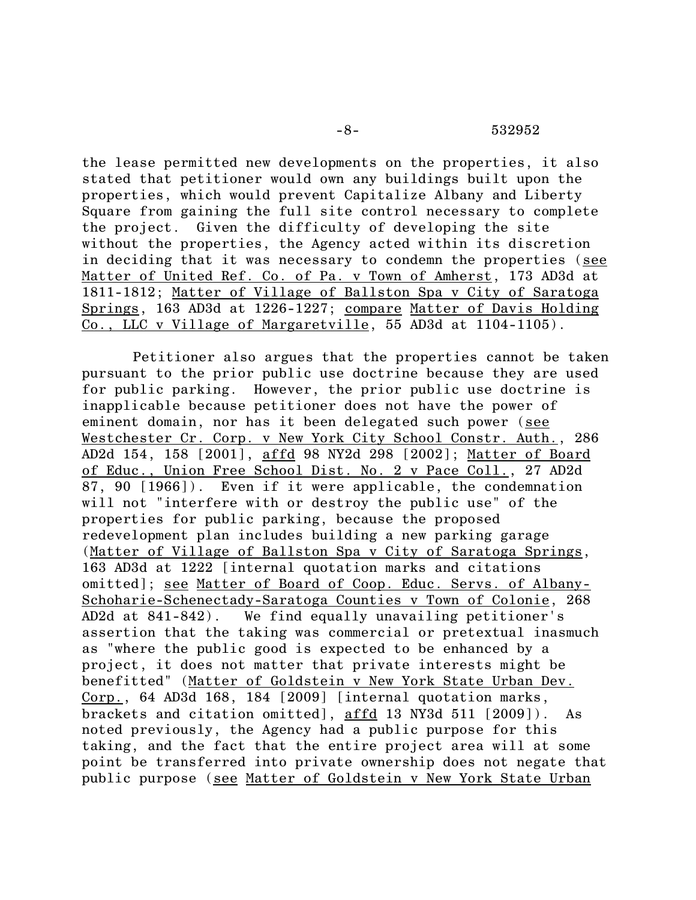the lease permitted new developments on the properties, it also stated that petitioner would own any buildings built upon the properties, which would prevent Capitalize Albany and Liberty Square from gaining the full site control necessary to complete the project. Given the difficulty of developing the site without the properties, the Agency acted within its discretion in deciding that it was necessary to condemn the properties (see Matter of United Ref. Co. of Pa. v Town of Amherst, 173 AD3d at 1811-1812; Matter of Village of Ballston Spa v City of Saratoga Springs, 163 AD3d at 1226-1227; compare Matter of Davis Holding Co., LLC v Village of Margaretville, 55 AD3d at 1104-1105).

Petitioner also argues that the properties cannot be taken pursuant to the prior public use doctrine because they are used for public parking. However, the prior public use doctrine is inapplicable because petitioner does not have the power of eminent domain, nor has it been delegated such power (see Westchester Cr. Corp. v New York City School Constr. Auth., 286 AD2d 154, 158 [2001], affd 98 NY2d 298 [2002]; Matter of Board of Educ., Union Free School Dist. No. 2 v Pace Coll., 27 AD2d 87, 90 [1966]). Even if it were applicable, the condemnation will not "interfere with or destroy the public use" of the properties for public parking, because the proposed redevelopment plan includes building a new parking garage (Matter of Village of Ballston Spa v City of Saratoga Springs, 163 AD3d at 1222 [internal quotation marks and citations omitted]; see Matter of Board of Coop. Educ. Servs. of Albany-Schoharie-Schenectady-Saratoga Counties v Town of Colonie, 268 AD2d at 841-842). We find equally unavailing petitioner's assertion that the taking was commercial or pretextual inasmuch as "where the public good is expected to be enhanced by a project, it does not matter that private interests might be benefitted" (Matter of Goldstein v New York State Urban Dev. Corp., 64 AD3d 168, 184 [2009] [internal quotation marks, brackets and citation omitted], affd 13 NY3d 511 [2009]). As noted previously, the Agency had a public purpose for this taking, and the fact that the entire project area will at some point be transferred into private ownership does not negate that public purpose (see Matter of Goldstein v New York State Urban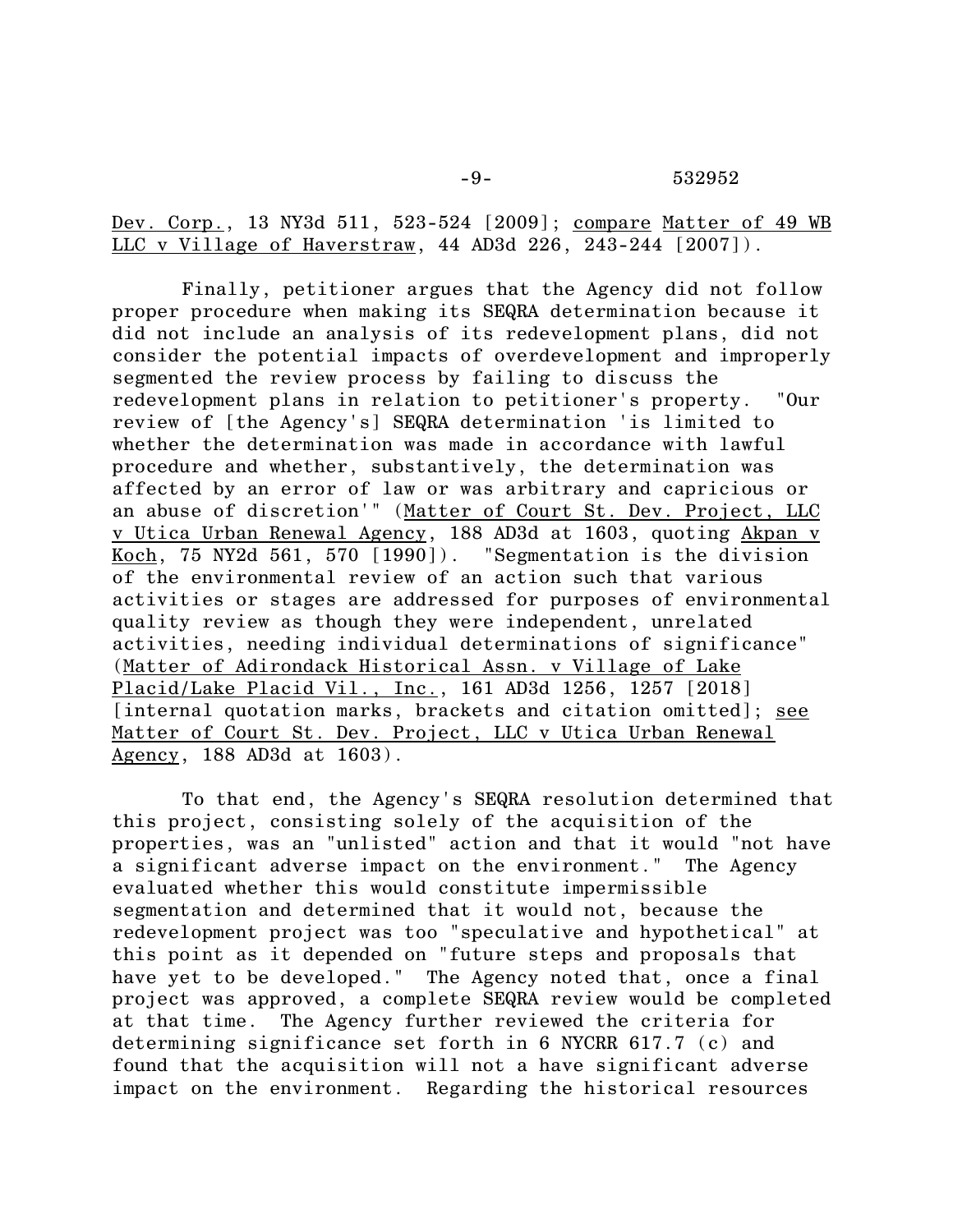Dev. Corp., 13 NY3d 511, 523-524 [2009]; compare Matter of 49 WB LLC v Village of Haverstraw, 44 AD3d 226, 243-244 [2007]).

Finally, petitioner argues that the Agency did not follow proper procedure when making its SEQRA determination because it did not include an analysis of its redevelopment plans, did not consider the potential impacts of overdevelopment and improperly segmented the review process by failing to discuss the redevelopment plans in relation to petitioner's property. "Our review of [the Agency's] SEQRA determination 'is limited to whether the determination was made in accordance with lawful procedure and whether, substantively, the determination was affected by an error of law or was arbitrary and capricious or an abuse of discretion'" (Matter of Court St. Dev. Project, LLC v Utica Urban Renewal Agency, 188 AD3d at 1603, quoting Akpan v Koch, 75 NY2d 561, 570 [1990]). "Segmentation is the division of the environmental review of an action such that various activities or stages are addressed for purposes of environmental quality review as though they were independent, unrelated activities, needing individual determinations of significance" (Matter of Adirondack Historical Assn. v Village of Lake Placid/Lake Placid Vil., Inc., 161 AD3d 1256, 1257 [2018] [internal quotation marks, brackets and citation omitted]; see Matter of Court St. Dev. Project, LLC v Utica Urban Renewal Agency, 188 AD3d at 1603).

To that end, the Agency's SEQRA resolution determined that this project, consisting solely of the acquisition of the properties, was an "unlisted" action and that it would "not have a significant adverse impact on the environment." The Agency evaluated whether this would constitute impermissible segmentation and determined that it would not, because the redevelopment project was too "speculative and hypothetical" at this point as it depended on "future steps and proposals that have yet to be developed." The Agency noted that, once a final project was approved, a complete SEQRA review would be completed at that time. The Agency further reviewed the criteria for determining significance set forth in 6 NYCRR 617.7 (c) and found that the acquisition will not a have significant adverse impact on the environment. Regarding the historical resources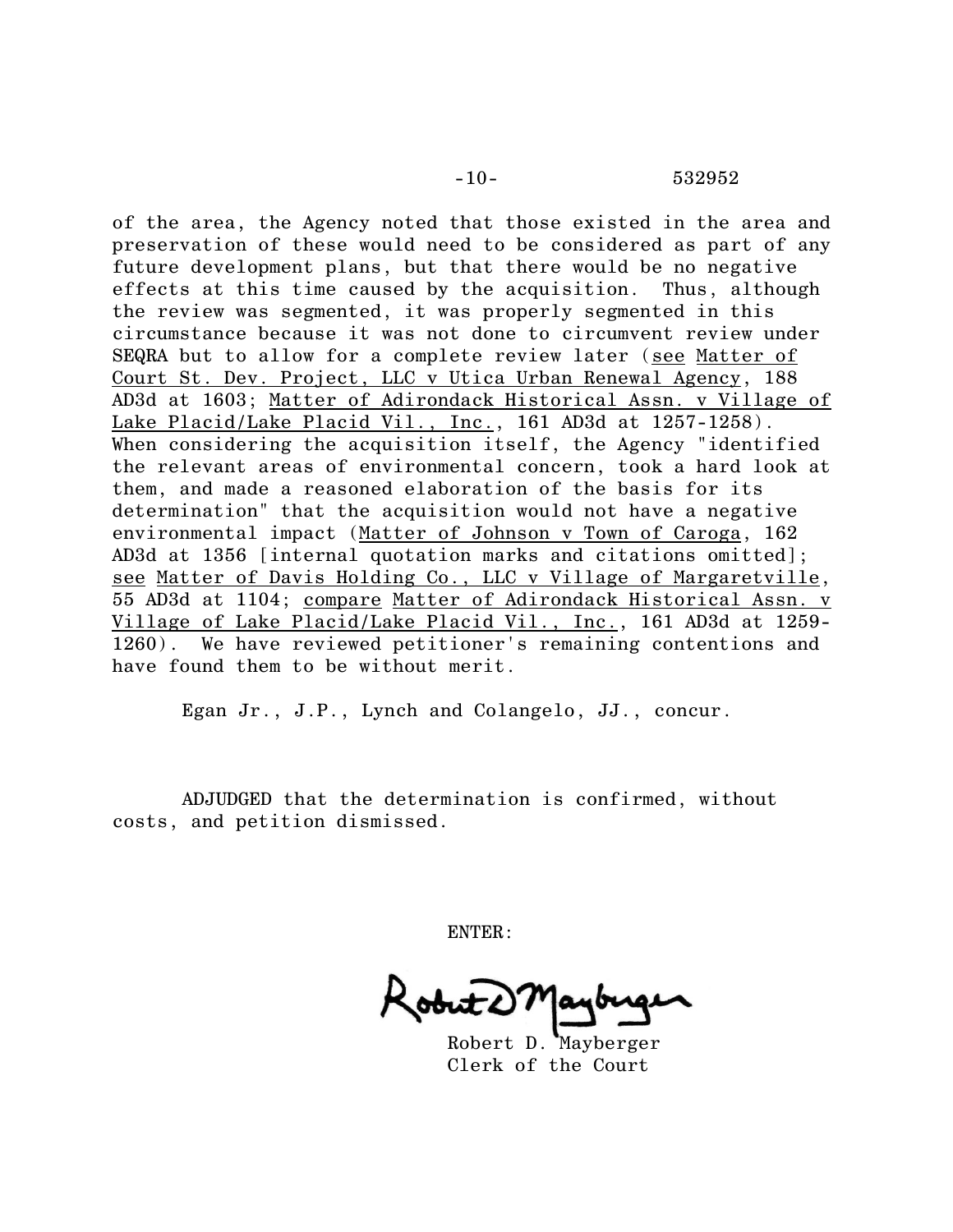of the area, the Agency noted that those existed in the area and preservation of these would need to be considered as part of any future development plans, but that there would be no negative effects at this time caused by the acquisition. Thus, although the review was segmented, it was properly segmented in this circumstance because it was not done to circumvent review under SEQRA but to allow for a complete review later (see Matter of Court St. Dev. Project, LLC v Utica Urban Renewal Agency, 188 AD3d at 1603; Matter of Adirondack Historical Assn. v Village of Lake Placid/Lake Placid Vil., Inc., 161 AD3d at 1257-1258). When considering the acquisition itself, the Agency "identified the relevant areas of environmental concern, took a hard look at them, and made a reasoned elaboration of the basis for its determination" that the acquisition would not have a negative environmental impact (Matter of Johnson v Town of Caroga, 162 AD3d at 1356 [internal quotation marks and citations omitted]; see Matter of Davis Holding Co., LLC v Village of Margaretville, 55 AD3d at 1104; compare Matter of Adirondack Historical Assn. v Village of Lake Placid/Lake Placid Vil., Inc., 161 AD3d at 1259-1260). We have reviewed petitioner's remaining contentions and have found them to be without merit.

Egan Jr., J.P., Lynch and Colangelo, JJ., concur.

ADJUDGED that the determination is confirmed, without costs, and petition dismissed.

ENTER:

Robert D. Mayberger
Clerk of the Court